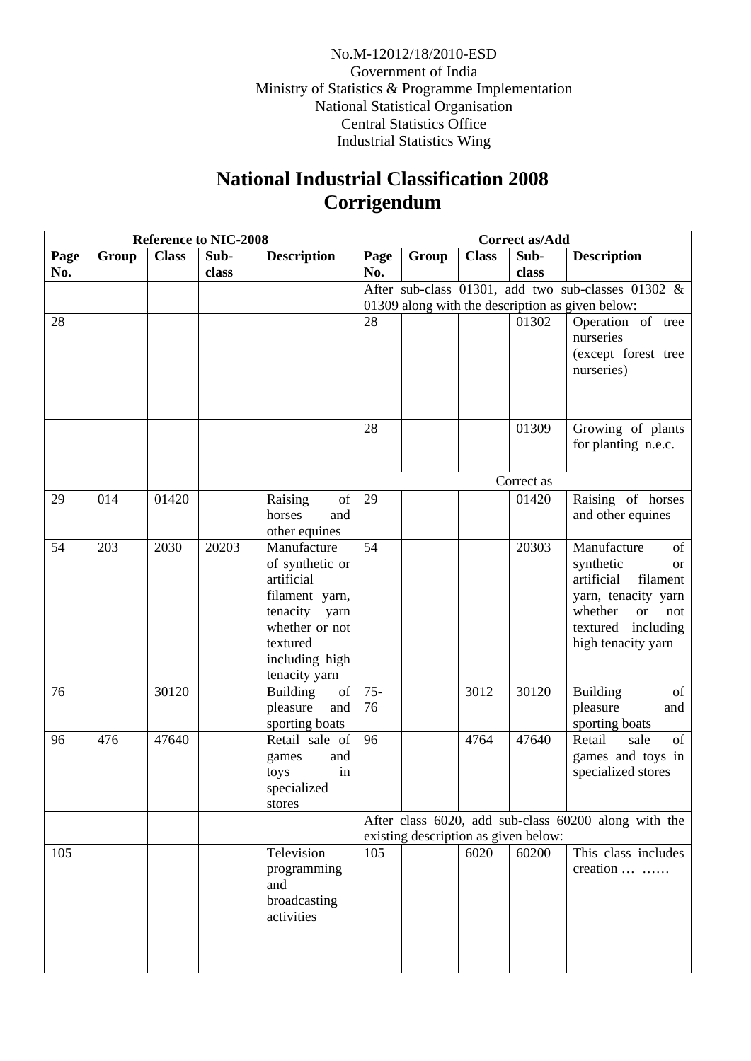No.M-12012/18/2010-ESD
Government of India
Ministry of Statistics & Programme Implementation
National Statistical Organisation
Central Statistics Office
Industrial Statistics Wing

# National Industrial Classification 2008
# Corrigendum

| Reference to NIC-2008 | | | | | Correct as/Add | | | | |
|---|---|---|---|---|---|---|---|---|---|
| Page No. | Group | Class | Sub-class | Description | Page No. | Group | Class | Sub-class | Description |
| | | | | | After sub-class 01301, add two sub-classes 01302 & 01309 along with the description as given below: | | | | |
| 28 | | | | | 28 | | | 01302 | Operation of tree nurseries (except forest tree nurseries) |
| | | | | | 28 | | | 01309 | Growing of plants for planting n.e.c. |
| | | | | | Correct as | | | | |
| 29 | 014 | 01420 | | Raising of horses and other equines | 29 | | | 01420 | Raising of horses and other equines |
| 54 | 203 | 2030 | 20203 | Manufacture of synthetic or artificial filament yarn, tenacity yarn whether or not textured including high tenacity yarn | 54 | | | 20303 | Manufacture of synthetic or artificial filament yarn, tenacity yarn whether or not textured including high tenacity yarn |
| 76 | | 30120 | | Building of pleasure and sporting boats | 75-76 | | 3012 | 30120 | Building of pleasure and sporting boats |
| 96 | 476 | 47640 | | Retail sale of games and toys in specialized stores | 96 | | 4764 | 47640 | Retail sale of games and toys in specialized stores |
| | | | | | After class 6020, add sub-class 60200 along with the existing description as given below: | | | | |
| 105 | | | | Television programming and broadcasting activities | 105 | | 6020 | 60200 | This class includes creation … …… |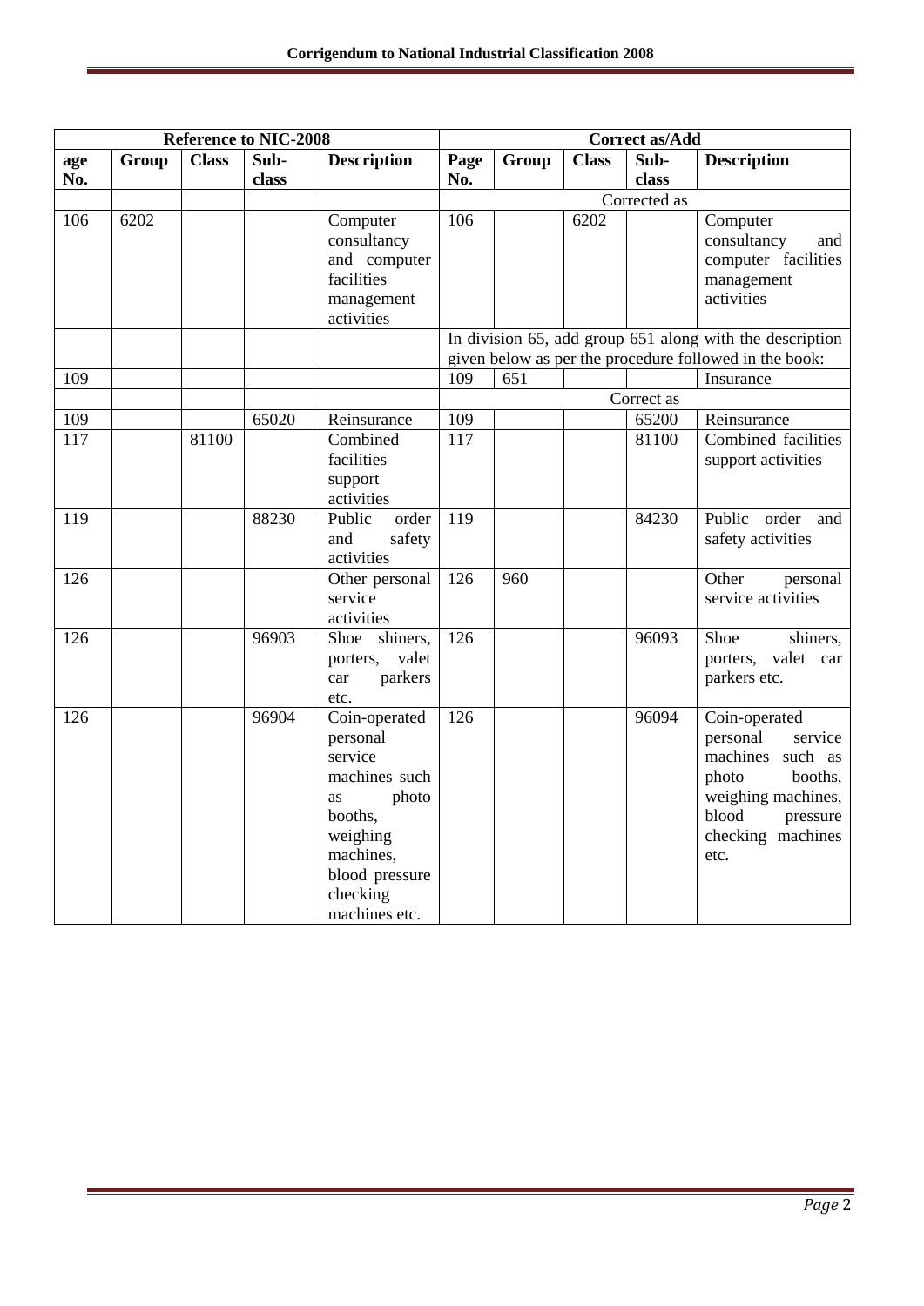| Reference to NIC-2008 | | | | | Correct as/Add | | | | |
|---|---|---|---|---|---|---|---|---|---|
| age No. | Group | Class | Sub-class | Description | Page No. | Group | Class | Sub-class | Description |
| | | | | | Corrected as | | | | |
| 106 | 6202 | | | Computer consultancy and computer facilities management activities | 106 | | 6202 | | Computer consultancy and computer facilities management activities |
| | | | | | In division 65, add group 651 along with the description given below as per the procedure followed in the book: | | | | |
| 109 | | | | | 109 | 651 | | | Insurance |
| | | | | | Correct as | | | | |
| 109 | | | 65020 | Reinsurance | 109 | | | 65200 | Reinsurance |
| 117 | | 81100 | | Combined facilities support activities | 117 | | | 81100 | Combined facilities support activities |
| 119 | | | 88230 | Public order and safety activities | 119 | | | 84230 | Public order and safety activities |
| 126 | | | | Other personal service activities | 126 | 960 | | | Other personal service activities |
| 126 | | | 96903 | Shoe shiners, porters, valet car parkers etc. | 126 | | | 96093 | Shoe shiners, porters, valet car parkers etc. |
| 126 | | | 96904 | Coin-operated personal service machines such as photo booths, weighing machines, blood pressure checking machines etc. | 126 | | | 96094 | Coin-operated personal service machines such as photo booths, weighing machines, blood pressure checking machines etc. |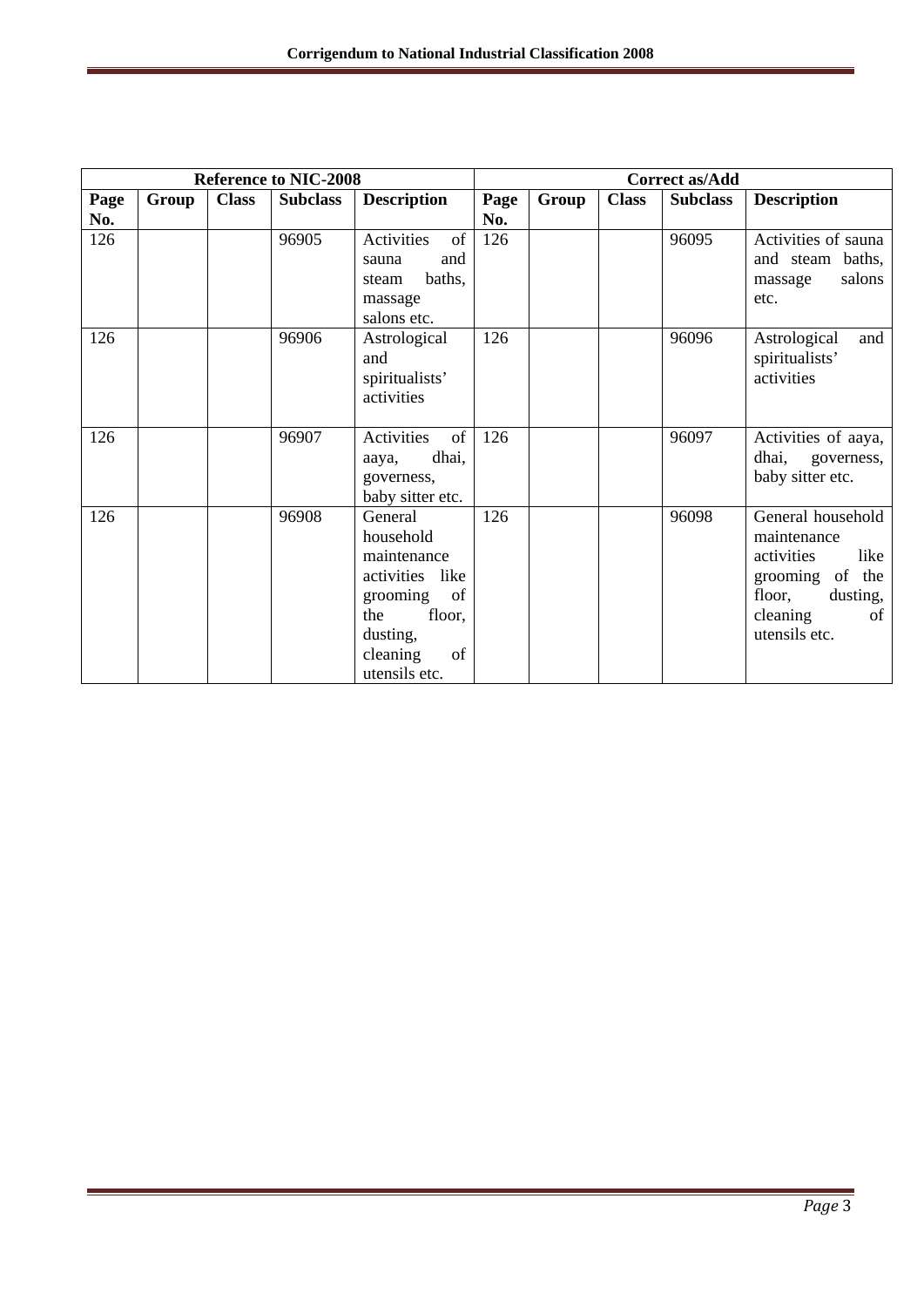| Reference to NIC-2008 | | | | | Correct as/Add | | | | |
|---|---|---|---|---|---|---|---|---|---|
| Page No. | Group | Class | Subclass | Description | Page No. | Group | Class | Subclass | Description |
| 126 | | | 96905 | Activities of sauna and steam baths, massage salons etc. | 126 | | | 96095 | Activities of sauna and steam baths, massage salons etc. |
| 126 | | | 96906 | Astrological and spiritualists' activities | 126 | | | 96096 | Astrological and spiritualists' activities |
| 126 | | | 96907 | Activities of aaya, dhai, governess, baby sitter etc. | 126 | | | 96097 | Activities of aaya, dhai, governess, baby sitter etc. |
| 126 | | | 96908 | General household maintenance activities like grooming of the floor, dusting, cleaning of utensils etc. | 126 | | | 96098 | General household maintenance activities like grooming of the floor, dusting, cleaning of utensils etc. |